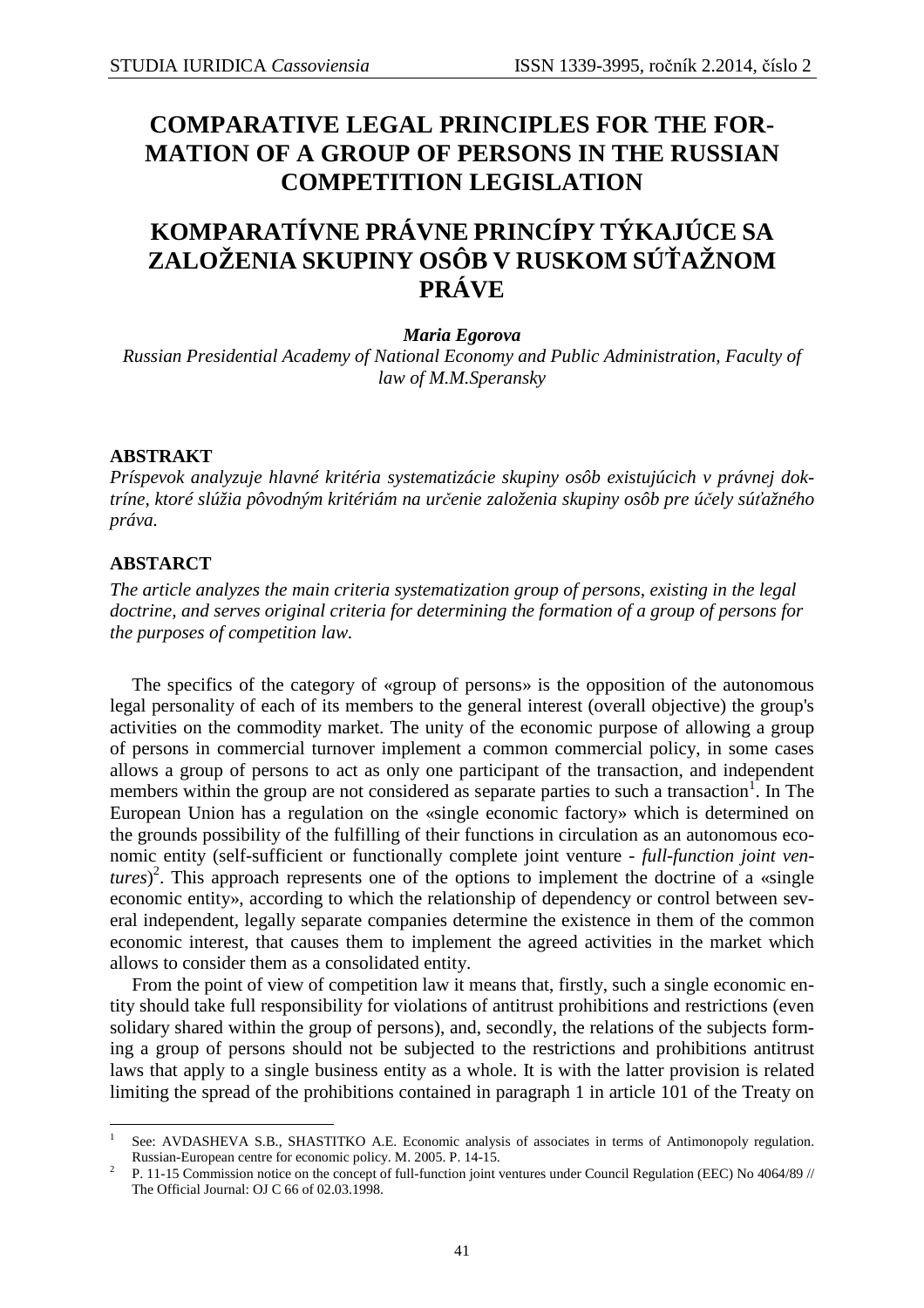# COMPARATIVE LEGAL PRINCIPLES FOR THE FORMATION OF A GROUP OF PERSONS IN THE RUSSIAN COMPETITION LEGISLATION

# KOMPARATÍVNE PRÁVNE PRINCÍPY TÝKAJÚCE SA ZALOŽENIA SKUPINY OSÔB V RUSKOM SÚŤAŽNOM PRÁVE

***Maria Egorova***

*Russian Presidential Academy of National Economy and Public Administration, Faculty of law of M.M.Speransky*

**ABSTRAKT**

*Príspevok analyzuje hlavné kritéria systematizácie skupiny osôb existujúcich v právnej doktríne, ktoré slúžia pôvodným kritériám na určenie založenia skupiny osôb pre účely súťažného práva.*

**ABSTARCT**

*The article analyzes the main criteria systematization group of persons, existing in the legal doctrine, and serves original criteria for determining the formation of a group of persons for the purposes of competition law.*

The specifics of the category of «group of persons» is the opposition of the autonomous legal personality of each of its members to the general interest (overall objective) the group's activities on the commodity market. The unity of the economic purpose of allowing a group of persons in commercial turnover implement a common commercial policy, in some cases allows a group of persons to act as only one participant of the transaction, and independent members within the group are not considered as separate parties to such a transaction[1]. In The European Union has a regulation on the «single economic factory» which is determined on the grounds possibility of the fulfilling of their functions in circulation as an autonomous economic entity (self-sufficient or functionally complete joint venture - *full-function joint ventures*)[2]. This approach represents one of the options to implement the doctrine of a «single economic entity», according to which the relationship of dependency or control between several independent, legally separate companies determine the existence in them of the common economic interest, that causes them to implement the agreed activities in the market which allows to consider them as a consolidated entity.

From the point of view of competition law it means that, firstly, such a single economic entity should take full responsibility for violations of antitrust prohibitions and restrictions (even solidary shared within the group of persons), and, secondly, the relations of the subjects forming a group of persons should not be subjected to the restrictions and prohibitions antitrust laws that apply to a single business entity as a whole. It is with the latter provision is related limiting the spread of the prohibitions contained in paragraph 1 in article 101 of the Treaty on

---

[1] See: AVDASHEVA S.B., SHASTITKO A.E. Economic analysis of associates in terms of Antimonopoly regulation. Russian-European centre for economic policy. M. 2005. P. 14-15.

[2] P. 11-15 Commission notice on the concept of full-function joint ventures under Council Regulation (EEC) No 4064/89 // The Official Journal: OJ C 66 of 02.03.1998.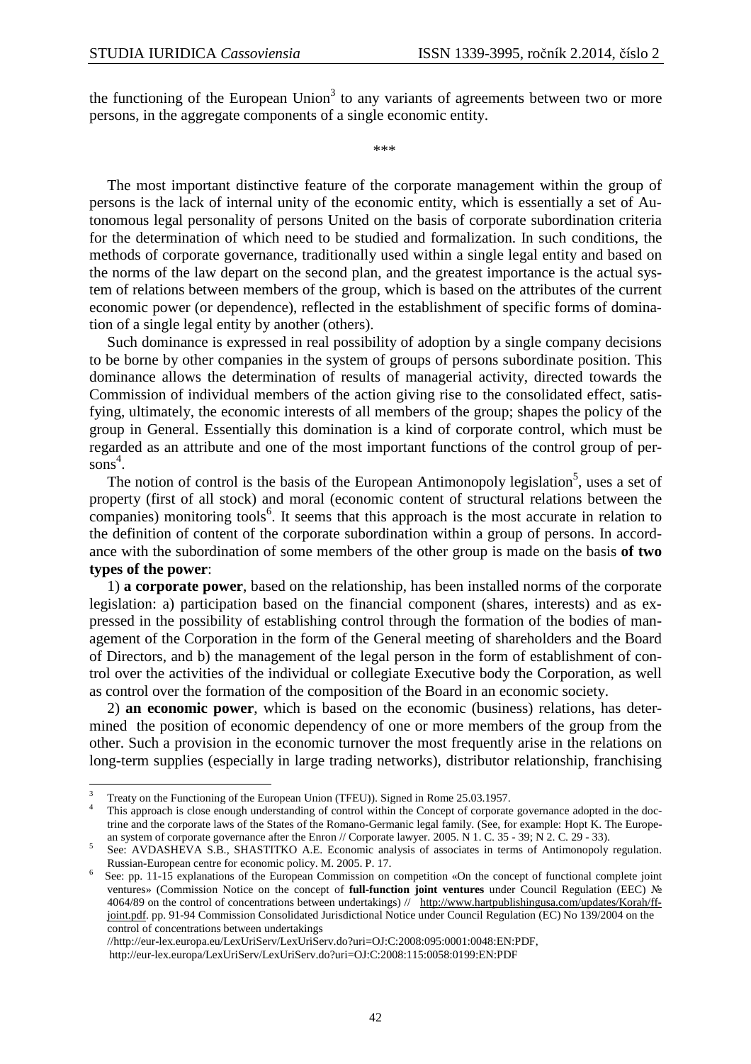the functioning of the European Union[3] to any variants of agreements between two or more persons, in the aggregate components of a single economic entity.

\*\*\*

The most important distinctive feature of the corporate management within the group of persons is the lack of internal unity of the economic entity, which is essentially a set of Autonomous legal personality of persons United on the basis of corporate subordination criteria for the determination of which need to be studied and formalization. In such conditions, the methods of corporate governance, traditionally used within a single legal entity and based on the norms of the law depart on the second plan, and the greatest importance is the actual system of relations between members of the group, which is based on the attributes of the current economic power (or dependence), reflected in the establishment of specific forms of domination of a single legal entity by another (others).

Such dominance is expressed in real possibility of adoption by a single company decisions to be borne by other companies in the system of groups of persons subordinate position. This dominance allows the determination of results of managerial activity, directed towards the Commission of individual members of the action giving rise to the consolidated effect, satisfying, ultimately, the economic interests of all members of the group; shapes the policy of the group in General. Essentially this domination is a kind of corporate control, which must be regarded as an attribute and one of the most important functions of the control group of persons[4].

The notion of control is the basis of the European Antimonopoly legislation[5], uses a set of property (first of all stock) and moral (economic content of structural relations between the companies) monitoring tools[6]. It seems that this approach is the most accurate in relation to the definition of content of the corporate subordination within a group of persons. In accordance with the subordination of some members of the other group is made on the basis **of two types of the power**:

1) **a corporate power**, based on the relationship, has been installed norms of the corporate legislation: a) participation based on the financial component (shares, interests) and as expressed in the possibility of establishing control through the formation of the bodies of management of the Corporation in the form of the General meeting of shareholders and the Board of Directors, and b) the management of the legal person in the form of establishment of control over the activities of the individual or collegiate Executive body the Corporation, as well as control over the formation of the composition of the Board in an economic society.

2) **an economic power**, which is based on the economic (business) relations, has determined the position of economic dependency of one or more members of the group from the other. Such a provision in the economic turnover the most frequently arise in the relations on long-term supplies (especially in large trading networks), distributor relationship, franchising

---

[3] Treaty on the Functioning of the European Union (TFEU)). Signed in Rome 25.03.1957.

[4] This approach is close enough understanding of control within the Concept of corporate governance adopted in the doctrine and the corporate laws of the States of the Romano-Germanic legal family. (See, for example: Hopt K. The European system of corporate governance after the Enron // Corporate lawyer. 2005. N 1. C. 35 - 39; N 2. C. 29 - 33).

[5] See: AVDASHEVA S.B., SHASTITKO A.E. Economic analysis of associates in terms of Antimonopoly regulation. Russian-European centre for economic policy. M. 2005. P. 17.

[6] See: pp. 11-15 explanations of the European Commission on competition «On the concept of functional complete joint ventures» (Commission Notice on the concept of **full-function joint ventures** under Council Regulation (EEC) № 4064/89 on the control of concentrations between undertakings) // http://www.hartpublishingusa.com/updates/Korah/ff-joint.pdf. pp. 91-94 Commission Consolidated Jurisdictional Notice under Council Regulation (EC) No 139/2004 on the control of concentrations between undertakings //http://eur-lex.europa.eu/LexUriServ/LexUriServ.do?uri=OJ:C:2008:095:0001:0048:EN:PDF, http://eur-lex.europa/LexUriServ/LexUriServ.do?uri=OJ:C:2008:115:0058:0199:EN:PDF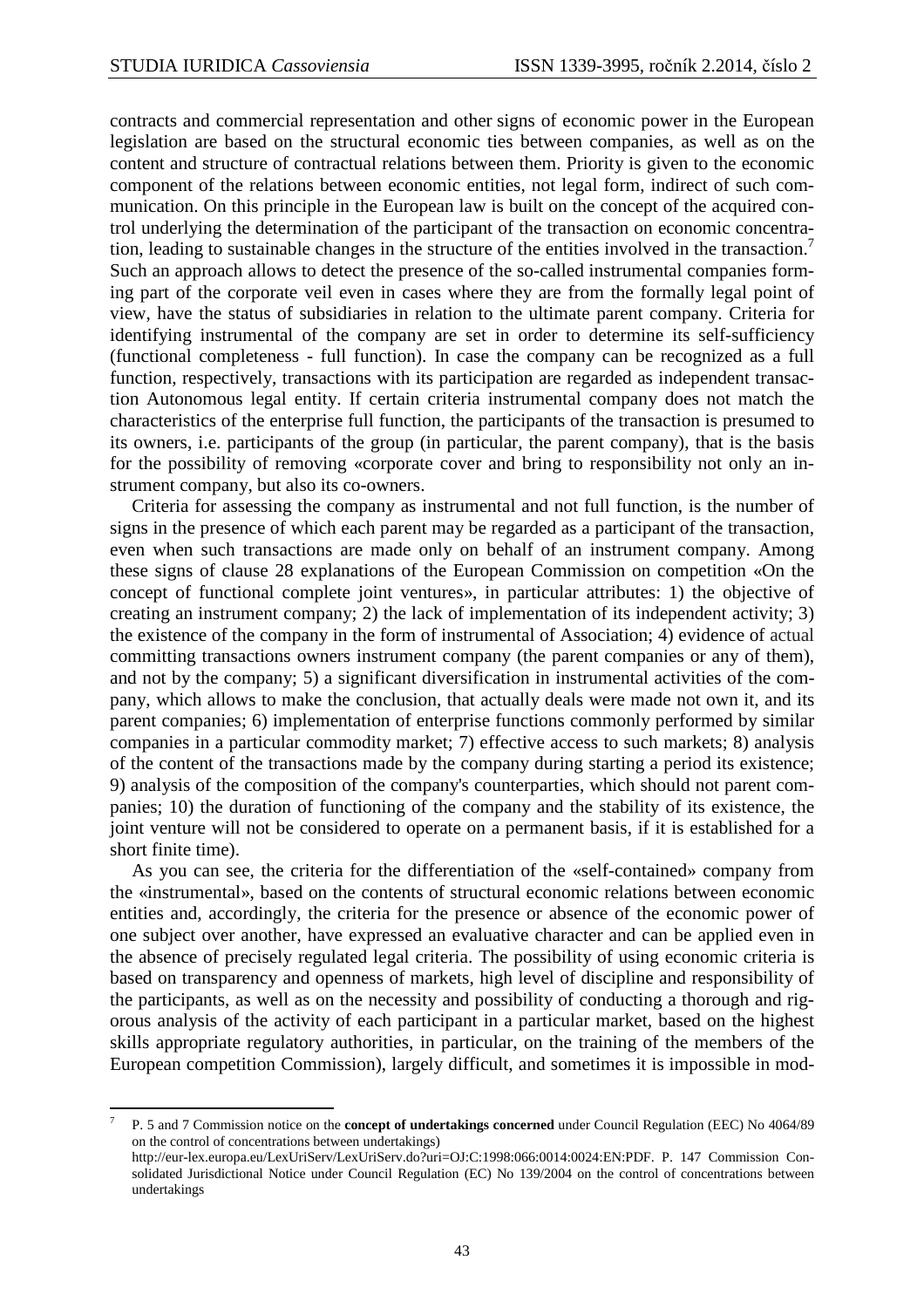contracts and commercial representation and other signs of economic power in the European legislation are based on the structural economic ties between companies, as well as on the content and structure of contractual relations between them. Priority is given to the economic component of the relations between economic entities, not legal form, indirect of such communication. On this principle in the European law is built on the concept of the acquired control underlying the determination of the participant of the transaction on economic concentration, leading to sustainable changes in the structure of the entities involved in the transaction.[7] Such an approach allows to detect the presence of the so-called instrumental companies forming part of the corporate veil even in cases where they are from the formally legal point of view, have the status of subsidiaries in relation to the ultimate parent company. Criteria for identifying instrumental of the company are set in order to determine its self-sufficiency (functional completeness - full function). In case the company can be recognized as a full function, respectively, transactions with its participation are regarded as independent transaction Autonomous legal entity. If certain criteria instrumental company does not match the characteristics of the enterprise full function, the participants of the transaction is presumed to its owners, i.e. participants of the group (in particular, the parent company), that is the basis for the possibility of removing «corporate cover and bring to responsibility not only an instrument company, but also its co-owners.

Criteria for assessing the company as instrumental and not full function, is the number of signs in the presence of which each parent may be regarded as a participant of the transaction, even when such transactions are made only on behalf of an instrument company. Among these signs of clause 28 explanations of the European Commission on competition «On the concept of functional complete joint ventures», in particular attributes: 1) the objective of creating an instrument company; 2) the lack of implementation of its independent activity; 3) the existence of the company in the form of instrumental of Association; 4) evidence of actual committing transactions owners instrument company (the parent companies or any of them), and not by the company; 5) a significant diversification in instrumental activities of the company, which allows to make the conclusion, that actually deals were made not own it, and its parent companies; 6) implementation of enterprise functions commonly performed by similar companies in a particular commodity market; 7) effective access to such markets; 8) analysis of the content of the transactions made by the company during starting a period its existence; 9) analysis of the composition of the company's counterparties, which should not parent companies; 10) the duration of functioning of the company and the stability of its existence, the joint venture will not be considered to operate on a permanent basis, if it is established for a short finite time).

As you can see, the criteria for the differentiation of the «self-contained» company from the «instrumental», based on the contents of structural economic relations between economic entities and, accordingly, the criteria for the presence or absence of the economic power of one subject over another, have expressed an evaluative character and can be applied even in the absence of precisely regulated legal criteria. The possibility of using economic criteria is based on transparency and openness of markets, high level of discipline and responsibility of the participants, as well as on the necessity and possibility of conducting a thorough and rigorous analysis of the activity of each participant in a particular market, based on the highest skills appropriate regulatory authorities, in particular, on the training of the members of the European competition Commission), largely difficult, and sometimes it is impossible in mod-

---

[7] P. 5 and 7 Commission notice on the **concept of undertakings concerned** under Council Regulation (EEC) No 4064/89 on the control of concentrations between undertakings) http://eur-lex.europa.eu/LexUriServ/LexUriServ.do?uri=OJ:C:1998:066:0014:0024:EN:PDF. P. 147 Commission Consolidated Jurisdictional Notice under Council Regulation (EC) No 139/2004 on the control of concentrations between undertakings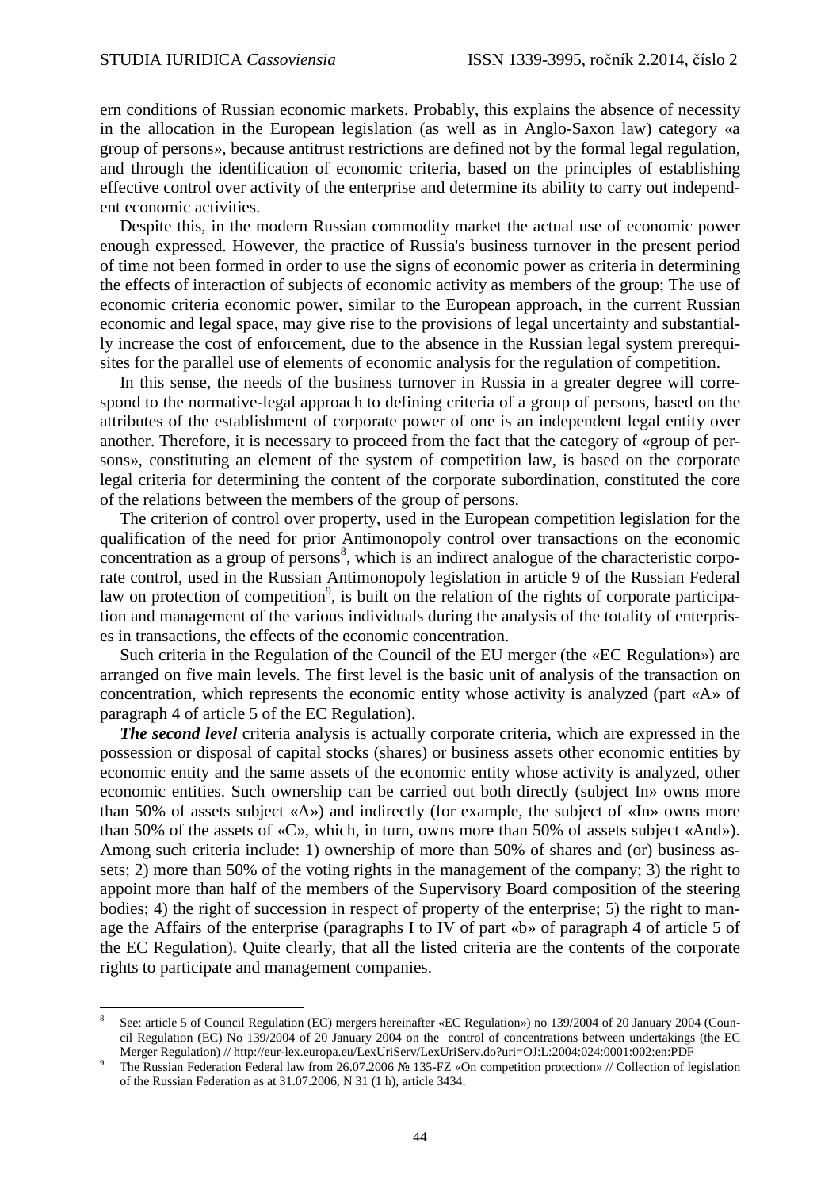ern conditions of Russian economic markets. Probably, this explains the absence of necessity in the allocation in the European legislation (as well as in Anglo-Saxon law) category «a group of persons», because antitrust restrictions are defined not by the formal legal regulation, and through the identification of economic criteria, based on the principles of establishing effective control over activity of the enterprise and determine its ability to carry out independent economic activities.

Despite this, in the modern Russian commodity market the actual use of economic power enough expressed. However, the practice of Russia's business turnover in the present period of time not been formed in order to use the signs of economic power as criteria in determining the effects of interaction of subjects of economic activity as members of the group; The use of economic criteria economic power, similar to the European approach, in the current Russian economic and legal space, may give rise to the provisions of legal uncertainty and substantially increase the cost of enforcement, due to the absence in the Russian legal system prerequisites for the parallel use of elements of economic analysis for the regulation of competition.

In this sense, the needs of the business turnover in Russia in a greater degree will correspond to the normative-legal approach to defining criteria of a group of persons, based on the attributes of the establishment of corporate power of one is an independent legal entity over another. Therefore, it is necessary to proceed from the fact that the category of «group of persons», constituting an element of the system of competition law, is based on the corporate legal criteria for determining the content of the corporate subordination, constituted the core of the relations between the members of the group of persons.

The criterion of control over property, used in the European competition legislation for the qualification of the need for prior Antimonopoly control over transactions on the economic concentration as a group of persons[8], which is an indirect analogue of the characteristic corporate control, used in the Russian Antimonopoly legislation in article 9 of the Russian Federal law on protection of competition[9], is built on the relation of the rights of corporate participation and management of the various individuals during the analysis of the totality of enterprises in transactions, the effects of the economic concentration.

Such criteria in the Regulation of the Council of the EU merger (the «EC Regulation») are arranged on five main levels. The first level is the basic unit of analysis of the transaction on concentration, which represents the economic entity whose activity is analyzed (part «A» of paragraph 4 of article 5 of the EC Regulation).

***The second level*** criteria analysis is actually corporate criteria, which are expressed in the possession or disposal of capital stocks (shares) or business assets other economic entities by economic entity and the same assets of the economic entity whose activity is analyzed, other economic entities. Such ownership can be carried out both directly (subject In» owns more than 50% of assets subject «A») and indirectly (for example, the subject of «In» owns more than 50% of the assets of «C», which, in turn, owns more than 50% of assets subject «And»). Among such criteria include: 1) ownership of more than 50% of shares and (or) business assets; 2) more than 50% of the voting rights in the management of the company; 3) the right to appoint more than half of the members of the Supervisory Board composition of the steering bodies; 4) the right of succession in respect of property of the enterprise; 5) the right to manage the Affairs of the enterprise (paragraphs I to IV of part «b» of paragraph 4 of article 5 of the EC Regulation). Quite clearly, that all the listed criteria are the contents of the corporate rights to participate and management companies.

---

8 See: article 5 of Council Regulation (EC) mergers hereinafter «EC Regulation») no 139/2004 of 20 January 2004 (Council Regulation (EC) No 139/2004 of 20 January 2004 on the control of concentrations between undertakings (the EC Merger Regulation) // http://eur-lex.europa.eu/LexUriServ/LexUriServ.do?uri=OJ:L:2004:024:0001:002:en:PDF

9 The Russian Federation Federal law from 26.07.2006 № 135-FZ «On competition protection» // Collection of legislation of the Russian Federation as at 31.07.2006, N 31 (1 h), article 3434.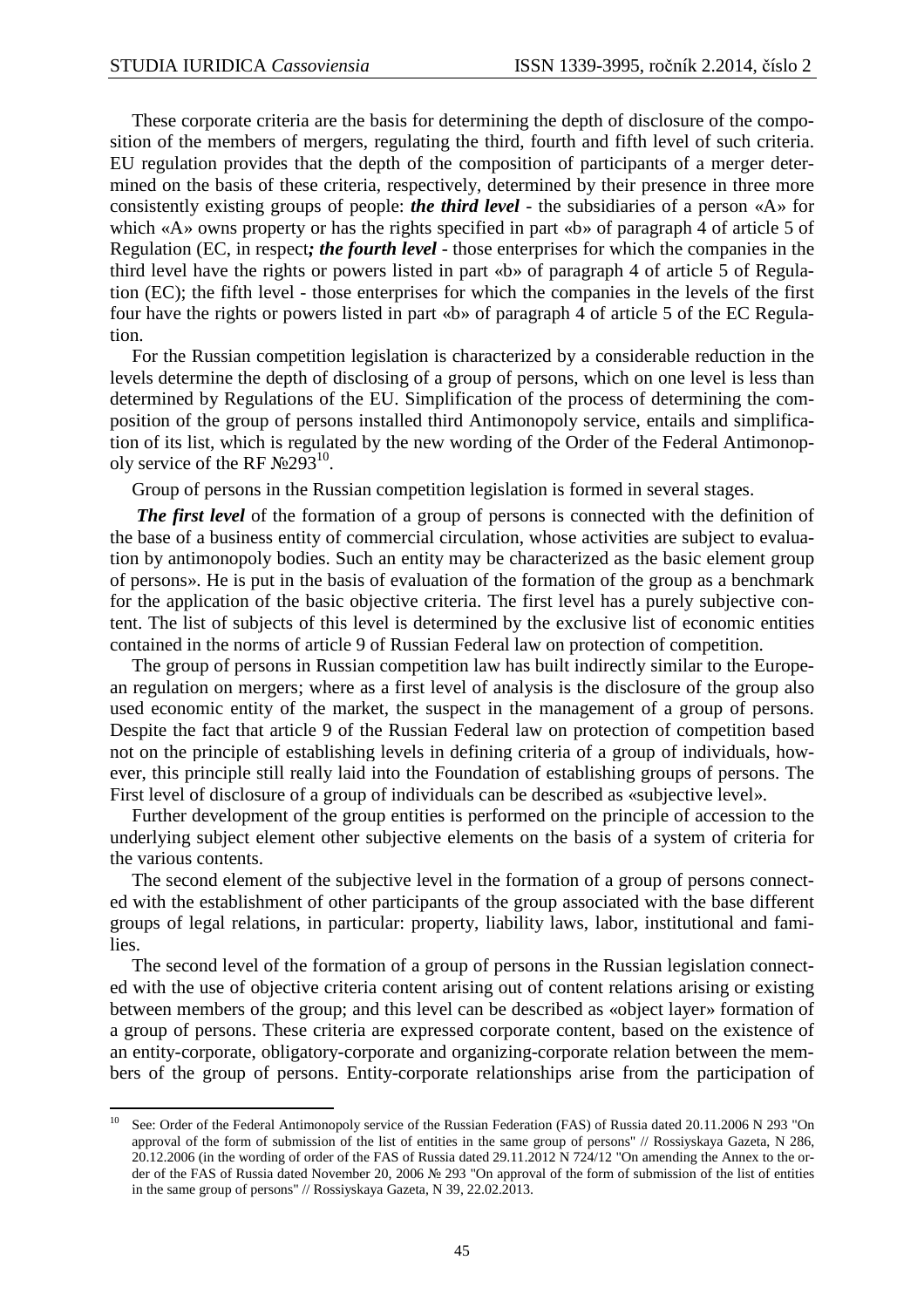These corporate criteria are the basis for determining the depth of disclosure of the composition of the members of mergers, regulating the third, fourth and fifth level of such criteria. EU regulation provides that the depth of the composition of participants of a merger determined on the basis of these criteria, respectively, determined by their presence in three more consistently existing groups of people: ***the third level*** - the subsidiaries of a person «A» for which «A» owns property or has the rights specified in part «b» of paragraph 4 of article 5 of Regulation (EC, in respect***; the fourth level*** - those enterprises for which the companies in the third level have the rights or powers listed in part «b» of paragraph 4 of article 5 of Regulation (EC); the fifth level - those enterprises for which the companies in the levels of the first four have the rights or powers listed in part «b» of paragraph 4 of article 5 of the EC Regulation.

For the Russian competition legislation is characterized by a considerable reduction in the levels determine the depth of disclosing of a group of persons, which on one level is less than determined by Regulations of the EU. Simplification of the process of determining the composition of the group of persons installed third Antimonopoly service, entails and simplification of its list, which is regulated by the new wording of the Order of the Federal Antimonopoly service of the RF №293[10].

Group of persons in the Russian competition legislation is formed in several stages.

***The first level*** of the formation of a group of persons is connected with the definition of the base of a business entity of commercial circulation, whose activities are subject to evaluation by antimonopoly bodies. Such an entity may be characterized as the basic element group of persons». He is put in the basis of evaluation of the formation of the group as a benchmark for the application of the basic objective criteria. The first level has a purely subjective content. The list of subjects of this level is determined by the exclusive list of economic entities contained in the norms of article 9 of Russian Federal law on protection of competition.

The group of persons in Russian competition law has built indirectly similar to the European regulation on mergers; where as a first level of analysis is the disclosure of the group also used economic entity of the market, the suspect in the management of a group of persons. Despite the fact that article 9 of the Russian Federal law on protection of competition based not on the principle of establishing levels in defining criteria of a group of individuals, however, this principle still really laid into the Foundation of establishing groups of persons. The First level of disclosure of a group of individuals can be described as «subjective level».

Further development of the group entities is performed on the principle of accession to the underlying subject element other subjective elements on the basis of a system of criteria for the various contents.

The second element of the subjective level in the formation of a group of persons connected with the establishment of other participants of the group associated with the base different groups of legal relations, in particular: property, liability laws, labor, institutional and families.

The second level of the formation of a group of persons in the Russian legislation connected with the use of objective criteria content arising out of content relations arising or existing between members of the group; and this level can be described as «object layer» formation of a group of persons. These criteria are expressed corporate content, based on the existence of an entity-corporate, obligatory-corporate and organizing-corporate relation between the members of the group of persons. Entity-corporate relationships arise from the participation of

---

[10] See: Order of the Federal Antimonopoly service of the Russian Federation (FAS) of Russia dated 20.11.2006 N 293 "On approval of the form of submission of the list of entities in the same group of persons" // Rossiyskaya Gazeta, N 286, 20.12.2006 (in the wording of order of the FAS of Russia dated 29.11.2012 N 724/12 "On amending the Annex to the order of the FAS of Russia dated November 20, 2006 № 293 "On approval of the form of submission of the list of entities in the same group of persons" // Rossiyskaya Gazeta, N 39, 22.02.2013.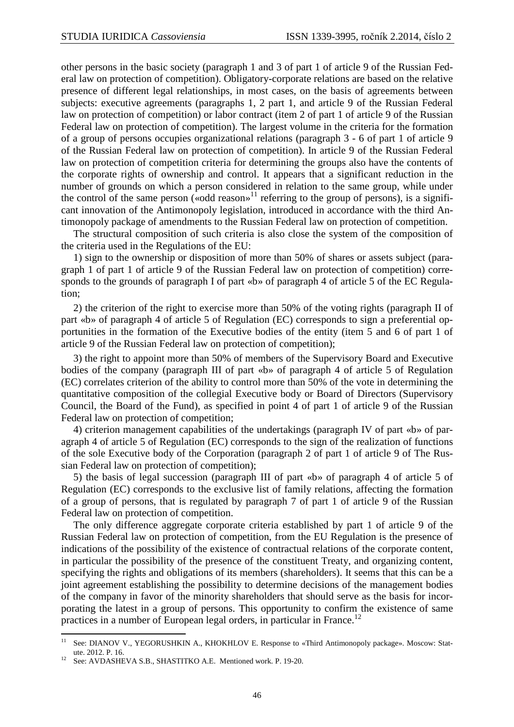other persons in the basic society (paragraph 1 and 3 of part 1 of article 9 of the Russian Federal law on protection of competition). Obligatory-corporate relations are based on the relative presence of different legal relationships, in most cases, on the basis of agreements between subjects: executive agreements (paragraphs 1, 2 part 1, and article 9 of the Russian Federal law on protection of competition) or labor contract (item 2 of part 1 of article 9 of the Russian Federal law on protection of competition). The largest volume in the criteria for the formation of a group of persons occupies organizational relations (paragraph 3 - 6 of part 1 of article 9 of the Russian Federal law on protection of competition). In article 9 of the Russian Federal law on protection of competition criteria for determining the groups also have the contents of the corporate rights of ownership and control. It appears that a significant reduction in the number of grounds on which a person considered in relation to the same group, while under the control of the same person («odd reason»[11] referring to the group of persons), is a significant innovation of the Antimonopoly legislation, introduced in accordance with the third Antimonopoly package of amendments to the Russian Federal law on protection of competition.

The structural composition of such criteria is also close the system of the composition of the criteria used in the Regulations of the EU:

1) sign to the ownership or disposition of more than 50% of shares or assets subject (paragraph 1 of part 1 of article 9 of the Russian Federal law on protection of competition) corresponds to the grounds of paragraph I of part «b» of paragraph 4 of article 5 of the EC Regulation;

2) the criterion of the right to exercise more than 50% of the voting rights (paragraph II of part «b» of paragraph 4 of article 5 of Regulation (EC) corresponds to sign a preferential opportunities in the formation of the Executive bodies of the entity (item 5 and 6 of part 1 of article 9 of the Russian Federal law on protection of competition);

3) the right to appoint more than 50% of members of the Supervisory Board and Executive bodies of the company (paragraph III of part «b» of paragraph 4 of article 5 of Regulation (EC) correlates criterion of the ability to control more than 50% of the vote in determining the quantitative composition of the collegial Executive body or Board of Directors (Supervisory Council, the Board of the Fund), as specified in point 4 of part 1 of article 9 of the Russian Federal law on protection of competition;

4) criterion management capabilities of the undertakings (paragraph IV of part «b» of paragraph 4 of article 5 of Regulation (EC) corresponds to the sign of the realization of functions of the sole Executive body of the Corporation (paragraph 2 of part 1 of article 9 of The Russian Federal law on protection of competition);

5) the basis of legal succession (paragraph III of part «b» of paragraph 4 of article 5 of Regulation (EC) corresponds to the exclusive list of family relations, affecting the formation of a group of persons, that is regulated by paragraph 7 of part 1 of article 9 of the Russian Federal law on protection of competition.

The only difference aggregate corporate criteria established by part 1 of article 9 of the Russian Federal law on protection of competition, from the EU Regulation is the presence of indications of the possibility of the existence of contractual relations of the corporate content, in particular the possibility of the presence of the constituent Treaty, and organizing content, specifying the rights and obligations of its members (shareholders). It seems that this can be a joint agreement establishing the possibility to determine decisions of the management bodies of the company in favor of the minority shareholders that should serve as the basis for incorporating the latest in a group of persons. This opportunity to confirm the existence of same practices in a number of European legal orders, in particular in France.[12]

---

[11] See: DIANOV V., YEGORUSHKIN A., KHOKHLOV E. Response to «Third Antimonopoly package». Moscow: Statute. 2012. P. 16.

[12] See: AVDASHEVA S.B., SHASTITKO A.E. Mentioned work. P. 19-20.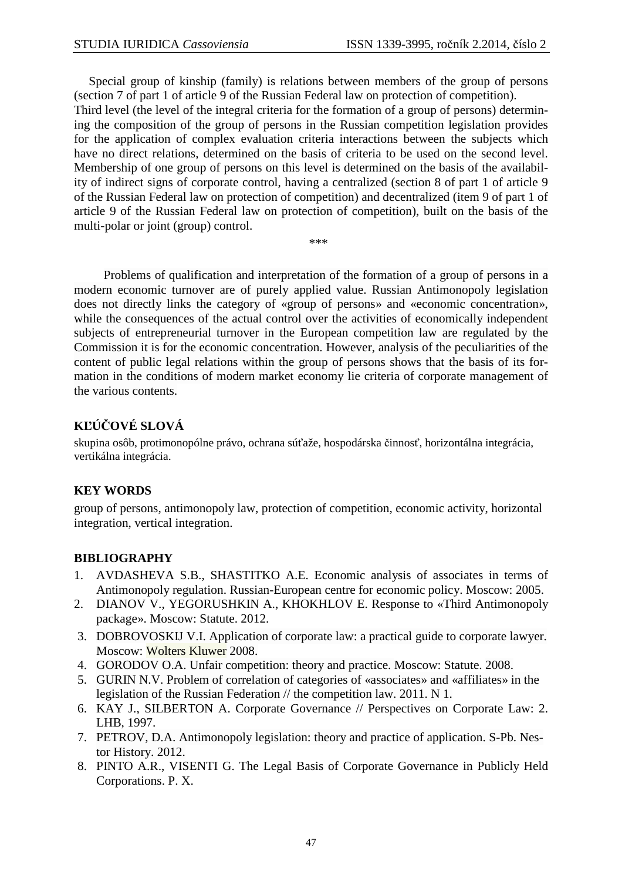Special group of kinship (family) is relations between members of the group of persons (section 7 of part 1 of article 9 of the Russian Federal law on protection of competition).
Third level (the level of the integral criteria for the formation of a group of persons) determining the composition of the group of persons in the Russian competition legislation provides for the application of complex evaluation criteria interactions between the subjects which have no direct relations, determined on the basis of criteria to be used on the second level. Membership of one group of persons on this level is determined on the basis of the availability of indirect signs of corporate control, having a centralized (section 8 of part 1 of article 9 of the Russian Federal law on protection of competition) and decentralized (item 9 of part 1 of article 9 of the Russian Federal law on protection of competition), built on the basis of the multi-polar or joint (group) control.

***

Problems of qualification and interpretation of the formation of a group of persons in a modern economic turnover are of purely applied value. Russian Antimonopoly legislation does not directly links the category of «group of persons» and «economic concentration», while the consequences of the actual control over the activities of economically independent subjects of entrepreneurial turnover in the European competition law are regulated by the Commission it is for the economic concentration. However, analysis of the peculiarities of the content of public legal relations within the group of persons shows that the basis of its formation in the conditions of modern market economy lie criteria of corporate management of the various contents.

## KĽÚČOVÉ SLOVÁ

skupina osôb, protimonopólne právo, ochrana súťaže, hospodárska činnosť, horizontálna integrácia, vertikálna integrácia.

## KEY WORDS

group of persons, antimonopoly law, protection of competition, economic activity, horizontal integration, vertical integration.

## BIBLIOGRAPHY

1. AVDASHEVA S.B., SHASTITKO A.E. Economic analysis of associates in terms of Antimonopoly regulation. Russian-European centre for economic policy. Moscow: 2005.
2. DIANOV V., YEGORUSHKIN A., KHOKHLOV E. Response to «Third Antimonopoly package». Moscow: Statute. 2012.
3. DOBROVOSKIJ V.I. Application of corporate law: a practical guide to corporate lawyer. Moscow: Wolters Kluwer 2008.
4. GORODOV O.A. Unfair competition: theory and practice. Moscow: Statute. 2008.
5. GURIN N.V. Problem of correlation of categories of «associates» and «affiliates» in the legislation of the Russian Federation // the competition law. 2011. N 1.
6. KAY J., SILBERTON A. Corporate Governance // Perspectives on Corporate Law: 2. LHB, 1997.
7. PETROV, D.A. Antimonopoly legislation: theory and practice of application. S-Pb. Nestor History. 2012.
8. PINTO A.R., VISENTI G. The Legal Basis of Corporate Governance in Publicly Held Corporations. P. X.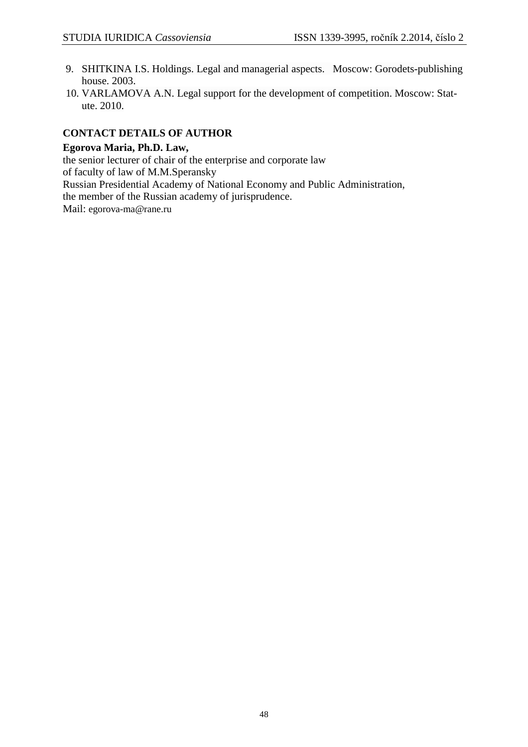9. SHITKINA I.S. Holdings. Legal and managerial aspects. Moscow: Gorodets-publishing house. 2003.
10. VARLAMOVA A.N. Legal support for the development of competition. Moscow: Statute. 2010.

## CONTACT DETAILS OF AUTHOR

**Egorova Maria, Ph.D. Law,**
the senior lecturer of chair of the enterprise and corporate law
of faculty of law of M.M.Speransky
Russian Presidential Academy of National Economy and Public Administration,
the member of the Russian academy of jurisprudence.
Mail: egorova-ma@rane.ru